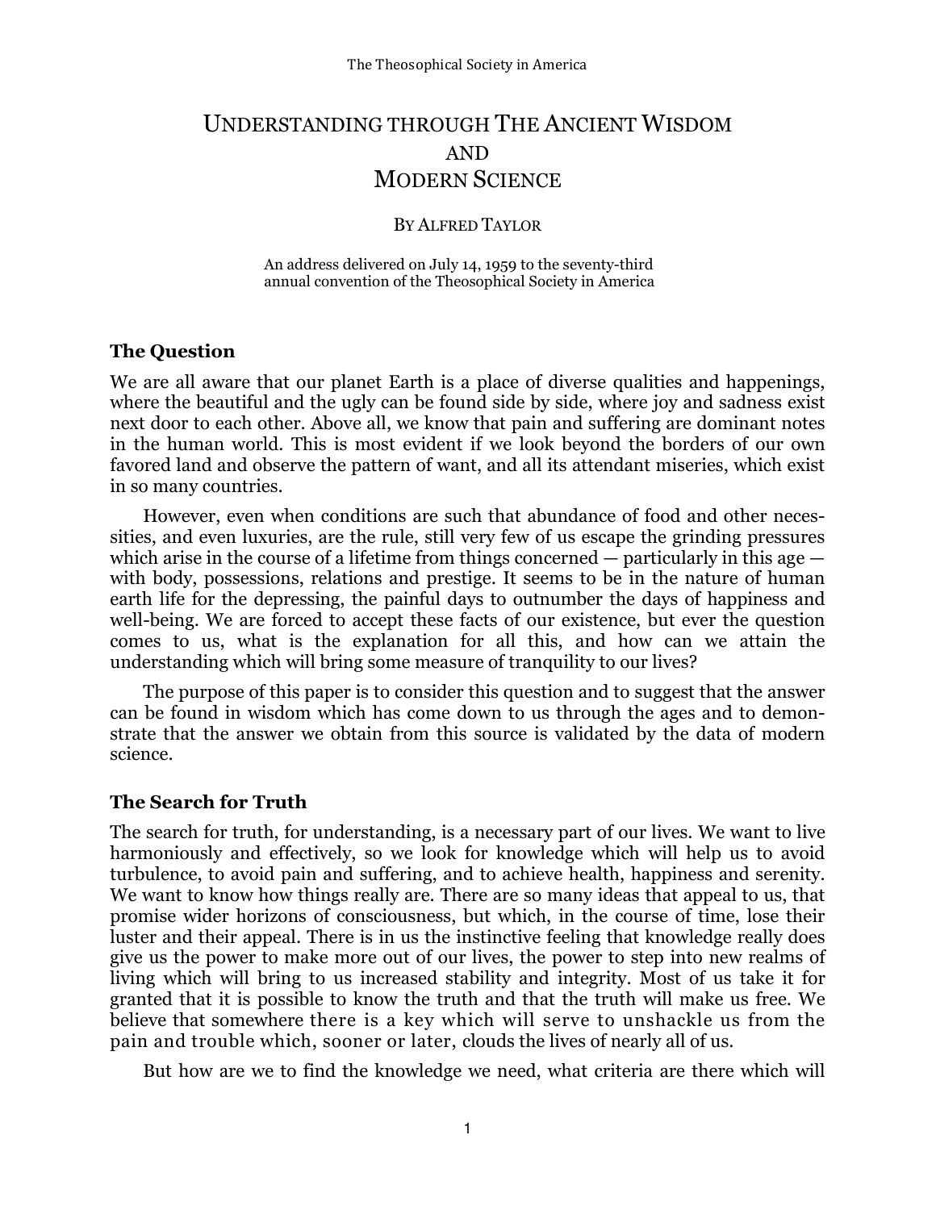# Understanding through The Ancient Wisdom and Modern Science

By Alfred Taylor

An address delivered on July 14, 1959 to the seventy-third annual convention of the Theosophical Society in America

## The Question

We are all aware that our planet Earth is a place of diverse qualities and happenings, where the beautiful and the ugly can be found side by side, where joy and sadness exist next door to each other. Above all, we know that pain and suffering are dominant notes in the human world. This is most evident if we look beyond the borders of our own favored land and observe the pattern of want, and all its attendant miseries, which exist in so many countries.

However, even when conditions are such that abundance of food and other necessities, and even luxuries, are the rule, still very few of us escape the grinding pressures which arise in the course of a lifetime from things concerned — particularly in this age — with body, possessions, relations and prestige. It seems to be in the nature of human earth life for the depressing, the painful days to outnumber the days of happiness and well-being. We are forced to accept these facts of our existence, but ever the question comes to us, what is the explanation for all this, and how can we attain the understanding which will bring some measure of tranquility to our lives?

The purpose of this paper is to consider this question and to suggest that the answer can be found in wisdom which has come down to us through the ages and to demonstrate that the answer we obtain from this source is validated by the data of modern science.

## The Search for Truth

The search for truth, for understanding, is a necessary part of our lives. We want to live harmoniously and effectively, so we look for knowledge which will help us to avoid turbulence, to avoid pain and suffering, and to achieve health, happiness and serenity. We want to know how things really are. There are so many ideas that appeal to us, that promise wider horizons of consciousness, but which, in the course of time, lose their luster and their appeal. There is in us the instinctive feeling that knowledge really does give us the power to make more out of our lives, the power to step into new realms of living which will bring to us increased stability and integrity. Most of us take it for granted that it is possible to know the truth and that the truth will make us free. We believe that somewhere there is a key which will serve to unshackle us from the pain and trouble which, sooner or later, clouds the lives of nearly all of us.

But how are we to find the knowledge we need, what criteria are there which will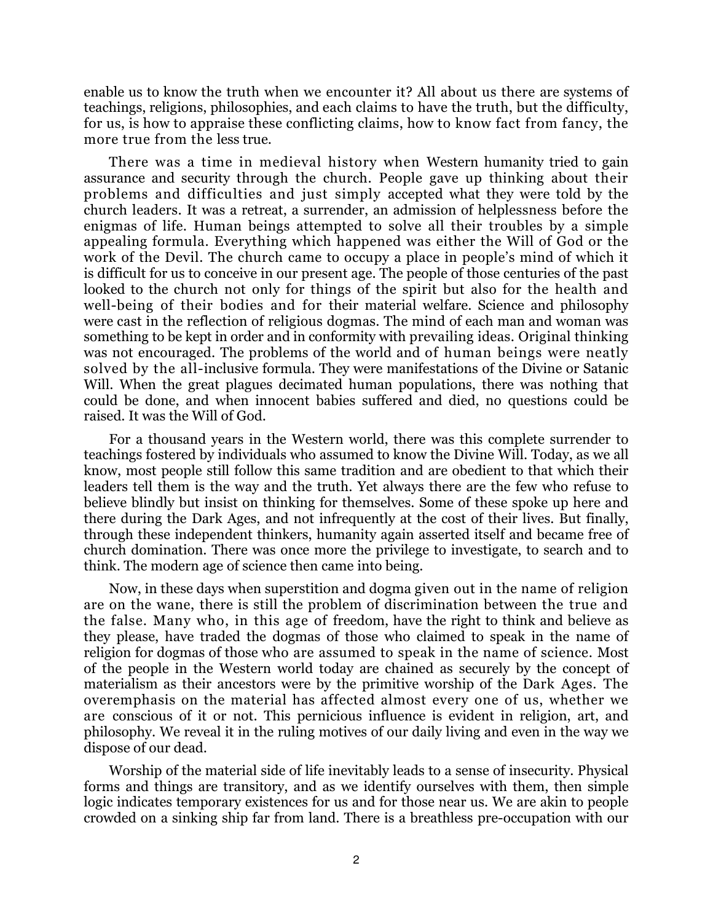enable us to know the truth when we encounter it? All about us there are systems of teachings, religions, philosophies, and each claims to have the truth, but the difficulty, for us, is how to appraise these conflicting claims, how to know fact from fancy, the more true from the less true.

There was a time in medieval history when Western humanity tried to gain assurance and security through the church. People gave up thinking about their problems and difficulties and just simply accepted what they were told by the church leaders. It was a retreat, a surrender, an admission of helplessness before the enigmas of life. Human beings attempted to solve all their troubles by a simple appealing formula. Everything which happened was either the Will of God or the work of the Devil. The church came to occupy a place in people's mind of which it is difficult for us to conceive in our present age. The people of those centuries of the past looked to the church not only for things of the spirit but also for the health and well-being of their bodies and for their material welfare. Science and philosophy were cast in the reflection of religious dogmas. The mind of each man and woman was something to be kept in order and in conformity with prevailing ideas. Original thinking was not encouraged. The problems of the world and of human beings were neatly solved by the all-inclusive formula. They were manifestations of the Divine or Satanic Will. When the great plagues decimated human populations, there was nothing that could be done, and when innocent babies suffered and died, no questions could be raised. It was the Will of God.

For a thousand years in the Western world, there was this complete surrender to teachings fostered by individuals who assumed to know the Divine Will. Today, as we all know, most people still follow this same tradition and are obedient to that which their leaders tell them is the way and the truth. Yet always there are the few who refuse to believe blindly but insist on thinking for themselves. Some of these spoke up here and there during the Dark Ages, and not infrequently at the cost of their lives. But finally, through these independent thinkers, humanity again asserted itself and became free of church domination. There was once more the privilege to investigate, to search and to think. The modern age of science then came into being.

Now, in these days when superstition and dogma given out in the name of religion are on the wane, there is still the problem of discrimination between the true and the false. Many who, in this age of freedom, have the right to think and believe as they please, have traded the dogmas of those who claimed to speak in the name of religion for dogmas of those who are assumed to speak in the name of science. Most of the people in the Western world today are chained as securely by the concept of materialism as their ancestors were by the primitive worship of the Dark Ages. The overemphasis on the material has affected almost every one of us, whether we are conscious of it or not. This pernicious influence is evident in religion, art, and philosophy. We reveal it in the ruling motives of our daily living and even in the way we dispose of our dead.

Worship of the material side of life inevitably leads to a sense of insecurity. Physical forms and things are transitory, and as we identify ourselves with them, then simple logic indicates temporary existences for us and for those near us. We are akin to people crowded on a sinking ship far from land. There is a breathless pre-occupation with our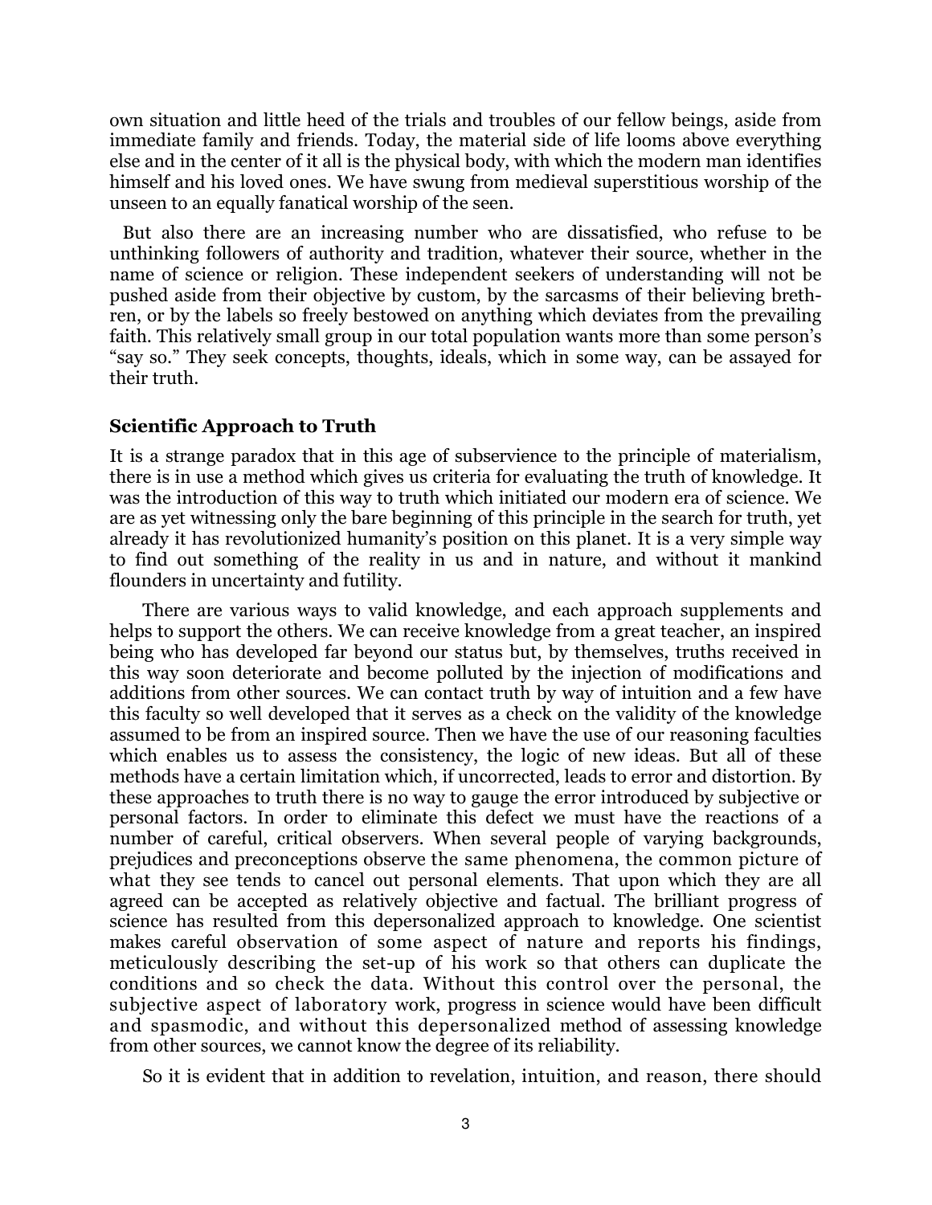own situation and little heed of the trials and troubles of our fellow beings, aside from immediate family and friends. Today, the material side of life looms above everything else and in the center of it all is the physical body, with which the modern man identifies himself and his loved ones. We have swung from medieval superstitious worship of the unseen to an equally fanatical worship of the seen.

But also there are an increasing number who are dissatisfied, who refuse to be unthinking followers of authority and tradition, whatever their source, whether in the name of science or religion. These independent seekers of understanding will not be pushed aside from their objective by custom, by the sarcasms of their believing brethren, or by the labels so freely bestowed on anything which deviates from the prevailing faith. This relatively small group in our total population wants more than some person's "say so." They seek concepts, thoughts, ideals, which in some way, can be assayed for their truth.

**Scientific Approach to Truth**

It is a strange paradox that in this age of subservience to the principle of materialism, there is in use a method which gives us criteria for evaluating the truth of knowledge. It was the introduction of this way to truth which initiated our modern era of science. We are as yet witnessing only the bare beginning of this principle in the search for truth, yet already it has revolutionized humanity's position on this planet. It is a very simple way to find out something of the reality in us and in nature, and without it mankind flounders in uncertainty and futility.

There are various ways to valid knowledge, and each approach supplements and helps to support the others. We can receive knowledge from a great teacher, an inspired being who has developed far beyond our status but, by themselves, truths received in this way soon deteriorate and become polluted by the injection of modifications and additions from other sources. We can contact truth by way of intuition and a few have this faculty so well developed that it serves as a check on the validity of the knowledge assumed to be from an inspired source. Then we have the use of our reasoning faculties which enables us to assess the consistency, the logic of new ideas. But all of these methods have a certain limitation which, if uncorrected, leads to error and distortion. By these approaches to truth there is no way to gauge the error introduced by subjective or personal factors. In order to eliminate this defect we must have the reactions of a number of careful, critical observers. When several people of varying backgrounds, prejudices and preconceptions observe the same phenomena, the common picture of what they see tends to cancel out personal elements. That upon which they are all agreed can be accepted as relatively objective and factual. The brilliant progress of science has resulted from this depersonalized approach to knowledge. One scientist makes careful observation of some aspect of nature and reports his findings, meticulously describing the set-up of his work so that others can duplicate the conditions and so check the data. Without this control over the personal, the subjective aspect of laboratory work, progress in science would have been difficult and spasmodic, and without this depersonalized method of assessing knowledge from other sources, we cannot know the degree of its reliability.

So it is evident that in addition to revelation, intuition, and reason, there should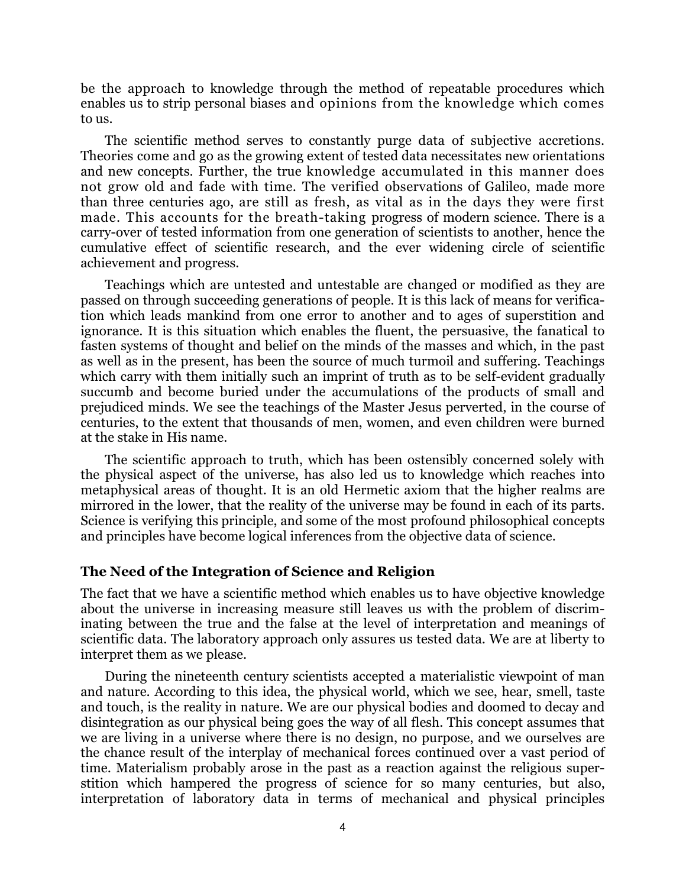be the approach to knowledge through the method of repeatable procedures which enables us to strip personal biases and opinions from the knowledge which comes to us.

The scientific method serves to constantly purge data of subjective accretions. Theories come and go as the growing extent of tested data necessitates new orientations and new concepts. Further, the true knowledge accumulated in this manner does not grow old and fade with time. The verified observations of Galileo, made more than three centuries ago, are still as fresh, as vital as in the days they were first made. This accounts for the breath-taking progress of modern science. There is a carry-over of tested information from one generation of scientists to another, hence the cumulative effect of scientific research, and the ever widening circle of scientific achievement and progress.

Teachings which are untested and untestable are changed or modified as they are passed on through succeeding generations of people. It is this lack of means for verification which leads mankind from one error to another and to ages of superstition and ignorance. It is this situation which enables the fluent, the persuasive, the fanatical to fasten systems of thought and belief on the minds of the masses and which, in the past as well as in the present, has been the source of much turmoil and suffering. Teachings which carry with them initially such an imprint of truth as to be self-evident gradually succumb and become buried under the accumulations of the products of small and prejudiced minds. We see the teachings of the Master Jesus perverted, in the course of centuries, to the extent that thousands of men, women, and even children were burned at the stake in His name.

The scientific approach to truth, which has been ostensibly concerned solely with the physical aspect of the universe, has also led us to knowledge which reaches into metaphysical areas of thought. It is an old Hermetic axiom that the higher realms are mirrored in the lower, that the reality of the universe may be found in each of its parts. Science is verifying this principle, and some of the most profound philosophical concepts and principles have become logical inferences from the objective data of science.

### The Need of the Integration of Science and Religion

The fact that we have a scientific method which enables us to have objective knowledge about the universe in increasing measure still leaves us with the problem of discriminating between the true and the false at the level of interpretation and meanings of scientific data. The laboratory approach only assures us tested data. We are at liberty to interpret them as we please.

During the nineteenth century scientists accepted a materialistic viewpoint of man and nature. According to this idea, the physical world, which we see, hear, smell, taste and touch, is the reality in nature. We are our physical bodies and doomed to decay and disintegration as our physical being goes the way of all flesh. This concept assumes that we are living in a universe where there is no design, no purpose, and we ourselves are the chance result of the interplay of mechanical forces continued over a vast period of time. Materialism probably arose in the past as a reaction against the religious superstition which hampered the progress of science for so many centuries, but also, interpretation of laboratory data in terms of mechanical and physical principles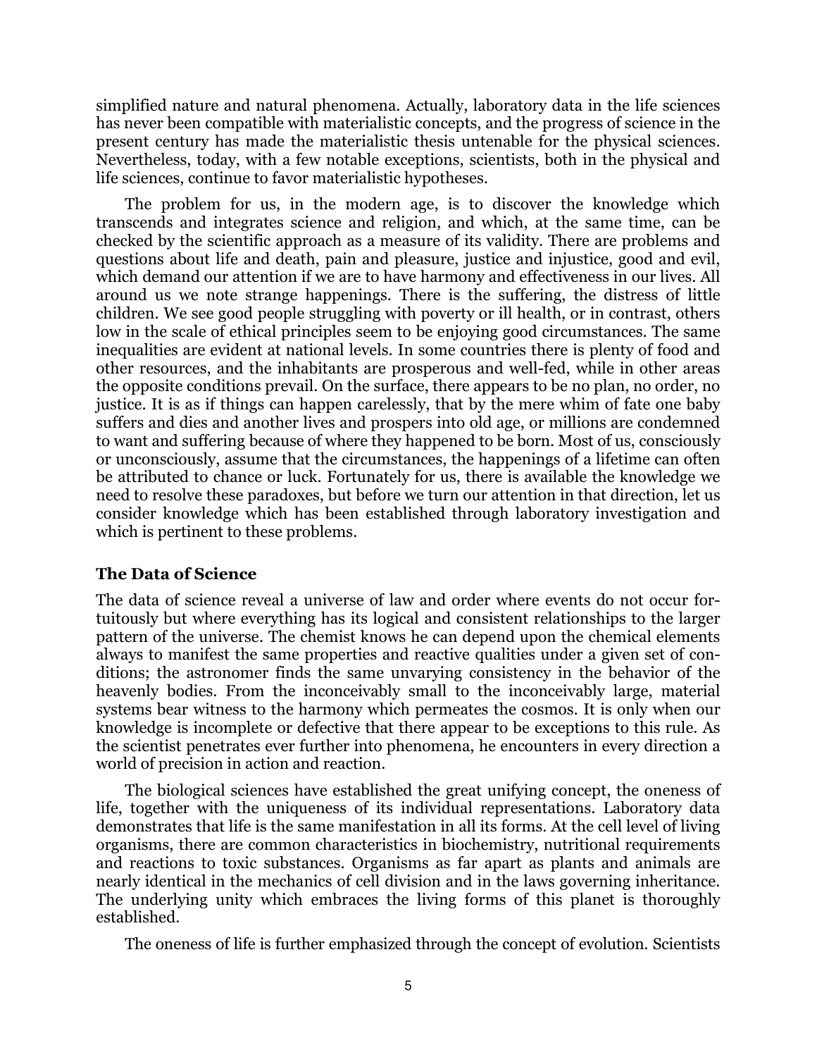simplified nature and natural phenomena. Actually, laboratory data in the life sciences has never been compatible with materialistic concepts, and the progress of science in the present century has made the materialistic thesis untenable for the physical sciences. Nevertheless, today, with a few notable exceptions, scientists, both in the physical and life sciences, continue to favor materialistic hypotheses.

The problem for us, in the modern age, is to discover the knowledge which transcends and integrates science and religion, and which, at the same time, can be checked by the scientific approach as a measure of its validity. There are problems and questions about life and death, pain and pleasure, justice and injustice, good and evil, which demand our attention if we are to have harmony and effectiveness in our lives. All around us we note strange happenings. There is the suffering, the distress of little children. We see good people struggling with poverty or ill health, or in contrast, others low in the scale of ethical principles seem to be enjoying good circumstances. The same inequalities are evident at national levels. In some countries there is plenty of food and other resources, and the inhabitants are prosperous and well-fed, while in other areas the opposite conditions prevail. On the surface, there appears to be no plan, no order, no justice. It is as if things can happen carelessly, that by the mere whim of fate one baby suffers and dies and another lives and prospers into old age, or millions are condemned to want and suffering because of where they happened to be born. Most of us, consciously or unconsciously, assume that the circumstances, the happenings of a lifetime can often be attributed to chance or luck. Fortunately for us, there is available the knowledge we need to resolve these paradoxes, but before we turn our attention in that direction, let us consider knowledge which has been established through laboratory investigation and which is pertinent to these problems.

### The Data of Science

The data of science reveal a universe of law and order where events do not occur fortuitously but where everything has its logical and consistent relationships to the larger pattern of the universe. The chemist knows he can depend upon the chemical elements always to manifest the same properties and reactive qualities under a given set of conditions; the astronomer finds the same unvarying consistency in the behavior of the heavenly bodies. From the inconceivably small to the inconceivably large, material systems bear witness to the harmony which permeates the cosmos. It is only when our knowledge is incomplete or defective that there appear to be exceptions to this rule. As the scientist penetrates ever further into phenomena, he encounters in every direction a world of precision in action and reaction.

The biological sciences have established the great unifying concept, the oneness of life, together with the uniqueness of its individual representations. Laboratory data demonstrates that life is the same manifestation in all its forms. At the cell level of living organisms, there are common characteristics in biochemistry, nutritional requirements and reactions to toxic substances. Organisms as far apart as plants and animals are nearly identical in the mechanics of cell division and in the laws governing inheritance. The underlying unity which embraces the living forms of this planet is thoroughly established.

The oneness of life is further emphasized through the concept of evolution. Scientists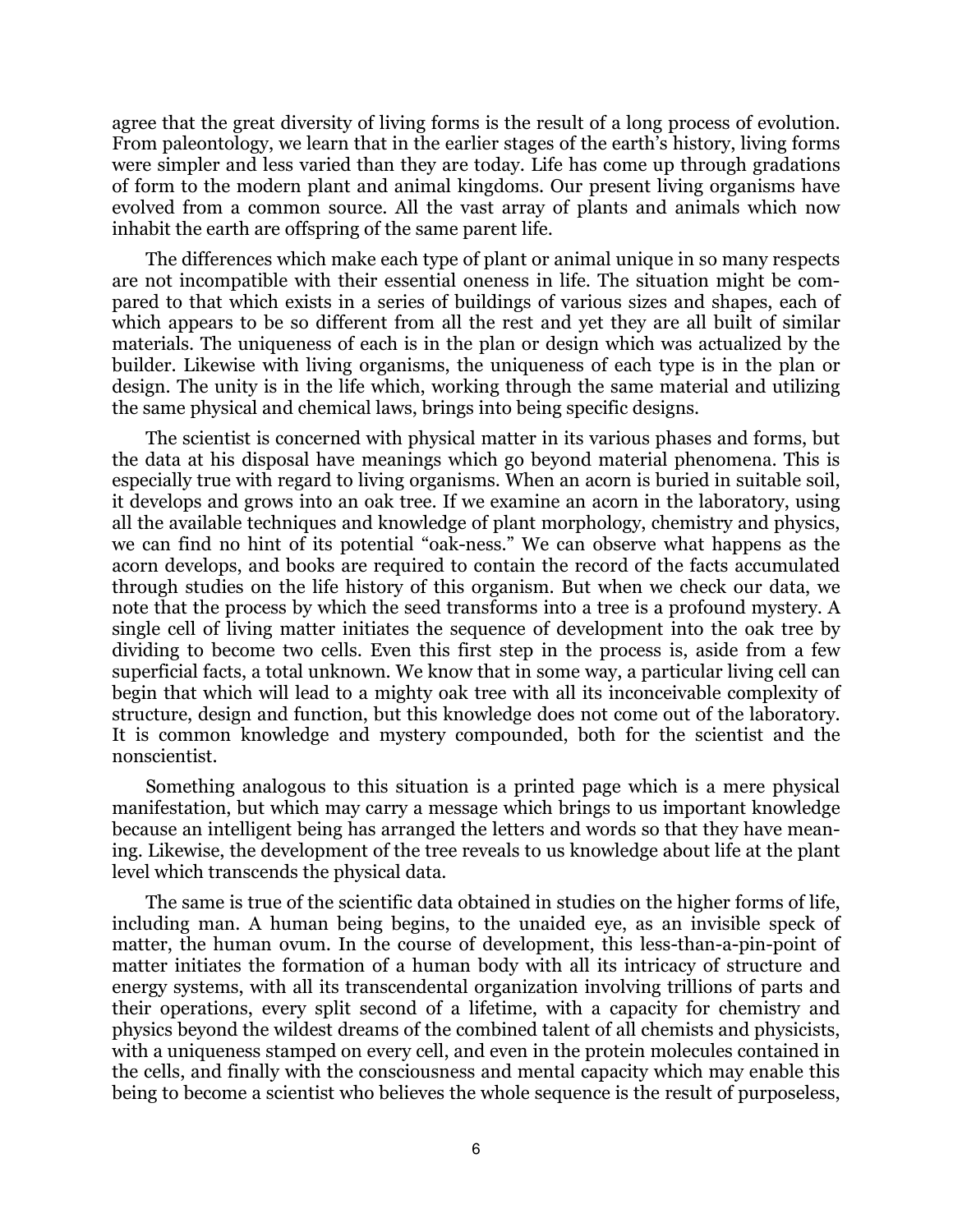agree that the great diversity of living forms is the result of a long process of evolution. From paleontology, we learn that in the earlier stages of the earth's history, living forms were simpler and less varied than they are today. Life has come up through gradations of form to the modern plant and animal kingdoms. Our present living organisms have evolved from a common source. All the vast array of plants and animals which now inhabit the earth are offspring of the same parent life.

The differences which make each type of plant or animal unique in so many respects are not incompatible with their essential oneness in life. The situation might be compared to that which exists in a series of buildings of various sizes and shapes, each of which appears to be so different from all the rest and yet they are all built of similar materials. The uniqueness of each is in the plan or design which was actualized by the builder. Likewise with living organisms, the uniqueness of each type is in the plan or design. The unity is in the life which, working through the same material and utilizing the same physical and chemical laws, brings into being specific designs.

The scientist is concerned with physical matter in its various phases and forms, but the data at his disposal have meanings which go beyond material phenomena. This is especially true with regard to living organisms. When an acorn is buried in suitable soil, it develops and grows into an oak tree. If we examine an acorn in the laboratory, using all the available techniques and knowledge of plant morphology, chemistry and physics, we can find no hint of its potential "oak-ness." We can observe what happens as the acorn develops, and books are required to contain the record of the facts accumulated through studies on the life history of this organism. But when we check our data, we note that the process by which the seed transforms into a tree is a profound mystery. A single cell of living matter initiates the sequence of development into the oak tree by dividing to become two cells. Even this first step in the process is, aside from a few superficial facts, a total unknown. We know that in some way, a particular living cell can begin that which will lead to a mighty oak tree with all its inconceivable complexity of structure, design and function, but this knowledge does not come out of the laboratory. It is common knowledge and mystery compounded, both for the scientist and the nonscientist.

Something analogous to this situation is a printed page which is a mere physical manifestation, but which may carry a message which brings to us important knowledge because an intelligent being has arranged the letters and words so that they have meaning. Likewise, the development of the tree reveals to us knowledge about life at the plant level which transcends the physical data.

The same is true of the scientific data obtained in studies on the higher forms of life, including man. A human being begins, to the unaided eye, as an invisible speck of matter, the human ovum. In the course of development, this less-than-a-pin-point of matter initiates the formation of a human body with all its intricacy of structure and energy systems, with all its transcendental organization involving trillions of parts and their operations, every split second of a lifetime, with a capacity for chemistry and physics beyond the wildest dreams of the combined talent of all chemists and physicists, with a uniqueness stamped on every cell, and even in the protein molecules contained in the cells, and finally with the consciousness and mental capacity which may enable this being to become a scientist who believes the whole sequence is the result of purposeless,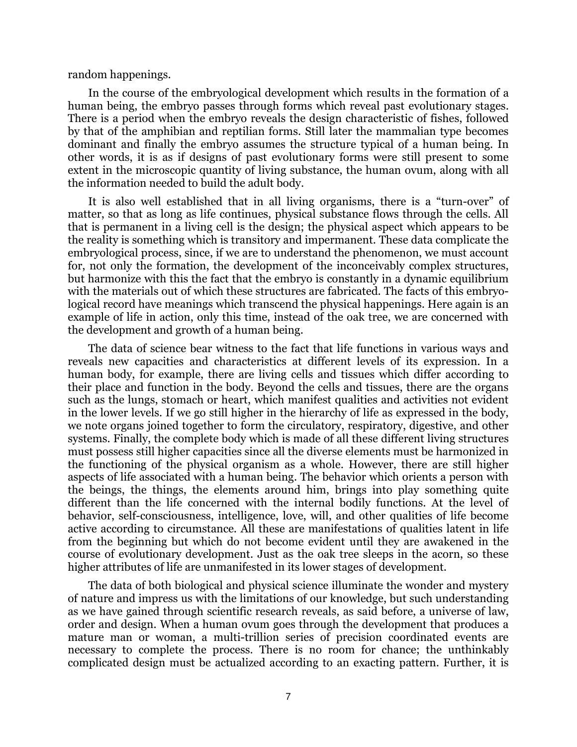random happenings.

In the course of the embryological development which results in the formation of a human being, the embryo passes through forms which reveal past evolutionary stages. There is a period when the embryo reveals the design characteristic of fishes, followed by that of the amphibian and reptilian forms. Still later the mammalian type becomes dominant and finally the embryo assumes the structure typical of a human being. In other words, it is as if designs of past evolutionary forms were still present to some extent in the microscopic quantity of living substance, the human ovum, along with all the information needed to build the adult body.

It is also well established that in all living organisms, there is a "turn-over" of matter, so that as long as life continues, physical substance flows through the cells. All that is permanent in a living cell is the design; the physical aspect which appears to be the reality is something which is transitory and impermanent. These data complicate the embryological process, since, if we are to understand the phenomenon, we must account for, not only the formation, the development of the inconceivably complex structures, but harmonize with this the fact that the embryo is constantly in a dynamic equilibrium with the materials out of which these structures are fabricated. The facts of this embryological record have meanings which transcend the physical happenings. Here again is an example of life in action, only this time, instead of the oak tree, we are concerned with the development and growth of a human being.

The data of science bear witness to the fact that life functions in various ways and reveals new capacities and characteristics at different levels of its expression. In a human body, for example, there are living cells and tissues which differ according to their place and function in the body. Beyond the cells and tissues, there are the organs such as the lungs, stomach or heart, which manifest qualities and activities not evident in the lower levels. If we go still higher in the hierarchy of life as expressed in the body, we note organs joined together to form the circulatory, respiratory, digestive, and other systems. Finally, the complete body which is made of all these different living structures must possess still higher capacities since all the diverse elements must be harmonized in the functioning of the physical organism as a whole. However, there are still higher aspects of life associated with a human being. The behavior which orients a person with the beings, the things, the elements around him, brings into play something quite different than the life concerned with the internal bodily functions. At the level of behavior, self-consciousness, intelligence, love, will, and other qualities of life become active according to circumstance. All these are manifestations of qualities latent in life from the beginning but which do not become evident until they are awakened in the course of evolutionary development. Just as the oak tree sleeps in the acorn, so these higher attributes of life are unmanifested in its lower stages of development.

The data of both biological and physical science illuminate the wonder and mystery of nature and impress us with the limitations of our knowledge, but such understanding as we have gained through scientific research reveals, as said before, a universe of law, order and design. When a human ovum goes through the development that produces a mature man or woman, a multi-trillion series of precision coordinated events are necessary to complete the process. There is no room for chance; the unthinkably complicated design must be actualized according to an exacting pattern. Further, it is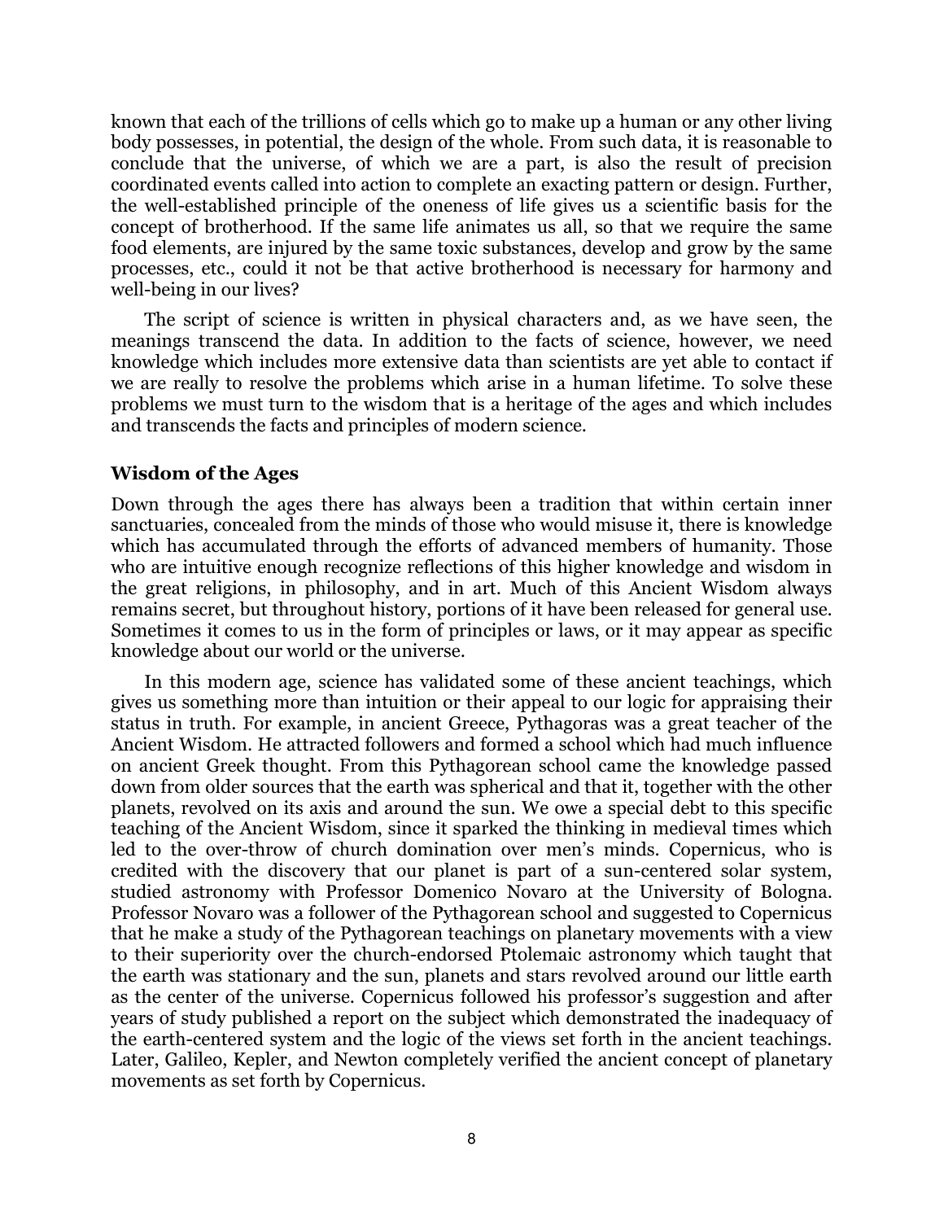known that each of the trillions of cells which go to make up a human or any other living body possesses, in potential, the design of the whole. From such data, it is reasonable to conclude that the universe, of which we are a part, is also the result of precision coordinated events called into action to complete an exacting pattern or design. Further, the well-established principle of the oneness of life gives us a scientific basis for the concept of brotherhood. If the same life animates us all, so that we require the same food elements, are injured by the same toxic substances, develop and grow by the same processes, etc., could it not be that active brotherhood is necessary for harmony and well-being in our lives?

The script of science is written in physical characters and, as we have seen, the meanings transcend the data. In addition to the facts of science, however, we need knowledge which includes more extensive data than scientists are yet able to contact if we are really to resolve the problems which arise in a human lifetime. To solve these problems we must turn to the wisdom that is a heritage of the ages and which includes and transcends the facts and principles of modern science.

## Wisdom of the Ages

Down through the ages there has always been a tradition that within certain inner sanctuaries, concealed from the minds of those who would misuse it, there is knowledge which has accumulated through the efforts of advanced members of humanity. Those who are intuitive enough recognize reflections of this higher knowledge and wisdom in the great religions, in philosophy, and in art. Much of this Ancient Wisdom always remains secret, but throughout history, portions of it have been released for general use. Sometimes it comes to us in the form of principles or laws, or it may appear as specific knowledge about our world or the universe.

In this modern age, science has validated some of these ancient teachings, which gives us something more than intuition or their appeal to our logic for appraising their status in truth. For example, in ancient Greece, Pythagoras was a great teacher of the Ancient Wisdom. He attracted followers and formed a school which had much influence on ancient Greek thought. From this Pythagorean school came the knowledge passed down from older sources that the earth was spherical and that it, together with the other planets, revolved on its axis and around the sun. We owe a special debt to this specific teaching of the Ancient Wisdom, since it sparked the thinking in medieval times which led to the over-throw of church domination over men's minds. Copernicus, who is credited with the discovery that our planet is part of a sun-centered solar system, studied astronomy with Professor Domenico Novaro at the University of Bologna. Professor Novaro was a follower of the Pythagorean school and suggested to Copernicus that he make a study of the Pythagorean teachings on planetary movements with a view to their superiority over the church-endorsed Ptolemaic astronomy which taught that the earth was stationary and the sun, planets and stars revolved around our little earth as the center of the universe. Copernicus followed his professor's suggestion and after years of study published a report on the subject which demonstrated the inadequacy of the earth-centered system and the logic of the views set forth in the ancient teachings. Later, Galileo, Kepler, and Newton completely verified the ancient concept of planetary movements as set forth by Copernicus.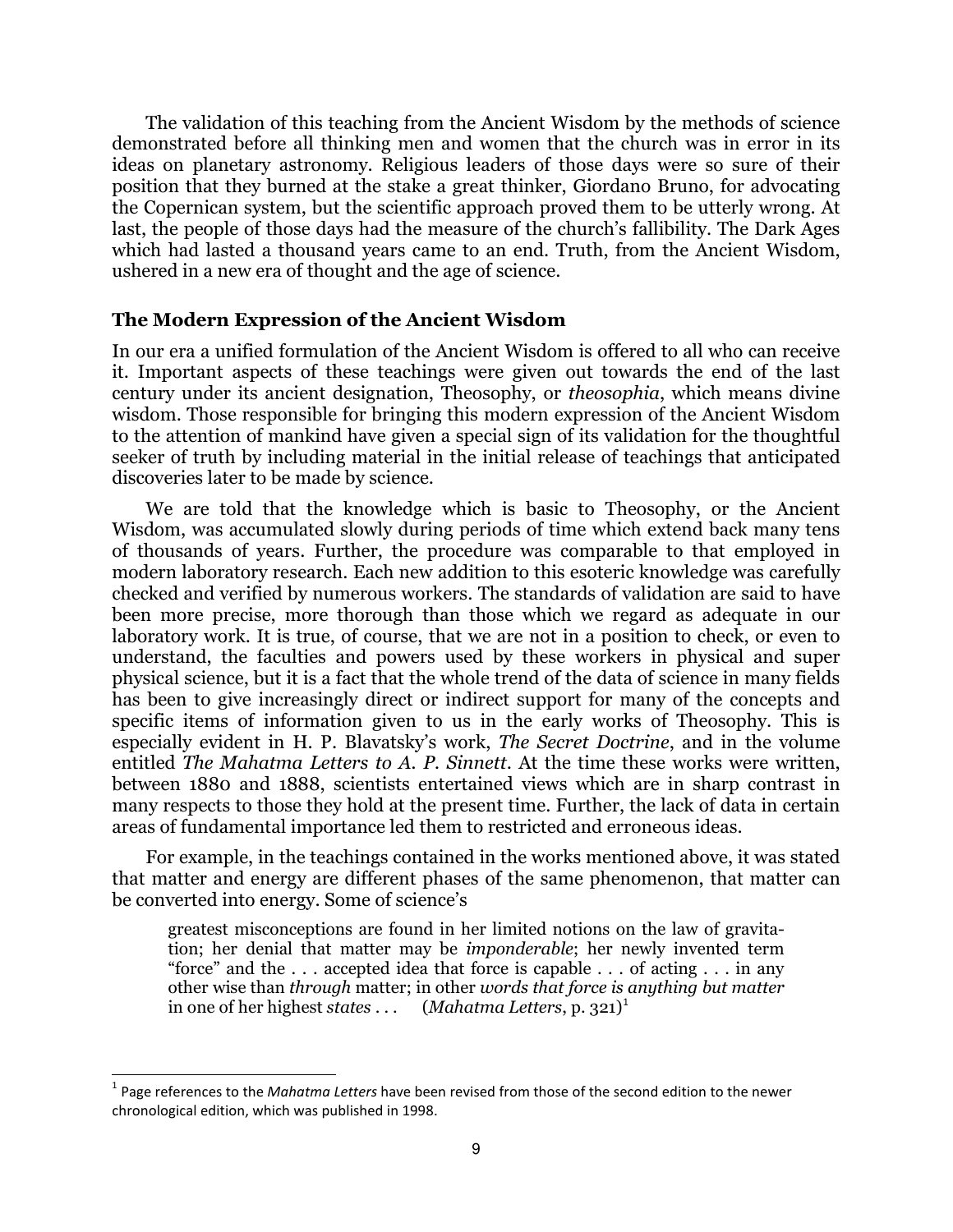The validation of this teaching from the Ancient Wisdom by the methods of science demonstrated before all thinking men and women that the church was in error in its ideas on planetary astronomy. Religious leaders of those days were so sure of their position that they burned at the stake a great thinker, Giordano Bruno, for advocating the Copernican system, but the scientific approach proved them to be utterly wrong. At last, the people of those days had the measure of the church's fallibility. The Dark Ages which had lasted a thousand years came to an end. Truth, from the Ancient Wisdom, ushered in a new era of thought and the age of science.

### The Modern Expression of the Ancient Wisdom

In our era a unified formulation of the Ancient Wisdom is offered to all who can receive it. Important aspects of these teachings were given out towards the end of the last century under its ancient designation, Theosophy, or *theosophia*, which means divine wisdom. Those responsible for bringing this modern expression of the Ancient Wisdom to the attention of mankind have given a special sign of its validation for the thoughtful seeker of truth by including material in the initial release of teachings that anticipated discoveries later to be made by science.

We are told that the knowledge which is basic to Theosophy, or the Ancient Wisdom, was accumulated slowly during periods of time which extend back many tens of thousands of years. Further, the procedure was comparable to that employed in modern laboratory research. Each new addition to this esoteric knowledge was carefully checked and verified by numerous workers. The standards of validation are said to have been more precise, more thorough than those which we regard as adequate in our laboratory work. It is true, of course, that we are not in a position to check, or even to understand, the faculties and powers used by these workers in physical and super physical science, but it is a fact that the whole trend of the data of science in many fields has been to give increasingly direct or indirect support for many of the concepts and specific items of information given to us in the early works of Theosophy. This is especially evident in H. P. Blavatsky's work, *The Secret Doctrine*, and in the volume entitled *The Mahatma Letters to A. P. Sinnett*. At the time these works were written, between 1880 and 1888, scientists entertained views which are in sharp contrast in many respects to those they hold at the present time. Further, the lack of data in certain areas of fundamental importance led them to restricted and erroneous ideas.

For example, in the teachings contained in the works mentioned above, it was stated that matter and energy are different phases of the same phenomenon, that matter can be converted into energy. Some of science's

> greatest misconceptions are found in her limited notions on the law of gravitation; her denial that matter may be *imponderable*; her newly invented term "force" and the . . . accepted idea that force is capable . . . of acting . . . in any other wise than *through* matter; in other *words that force is anything but matter* in one of her highest *states* . . . (*Mahatma Letters*, p. 321)[1]

---

[1] Page references to the *Mahatma Letters* have been revised from those of the second edition to the newer chronological edition, which was published in 1998.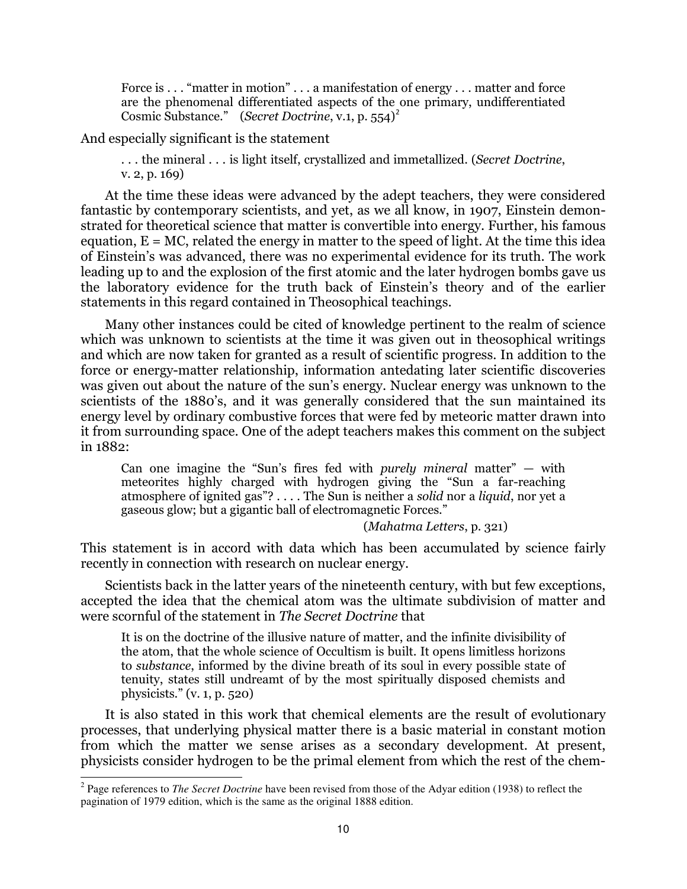> Force is . . . "matter in motion" . . . a manifestation of energy . . . matter and force are the phenomenal differentiated aspects of the one primary, undifferentiated Cosmic Substance." (*Secret Doctrine*, v.1, p. 554)[2]

And especially significant is the statement

> . . . the mineral . . . is light itself, crystallized and immetallized. (*Secret Doctrine*, v. 2, p. 169)

At the time these ideas were advanced by the adept teachers, they were considered fantastic by contemporary scientists, and yet, as we all know, in 1907, Einstein demonstrated for theoretical science that matter is convertible into energy. Further, his famous equation, E = MC, related the energy in matter to the speed of light. At the time this idea of Einstein's was advanced, there was no experimental evidence for its truth. The work leading up to and the explosion of the first atomic and the later hydrogen bombs gave us the laboratory evidence for the truth back of Einstein's theory and of the earlier statements in this regard contained in Theosophical teachings.

Many other instances could be cited of knowledge pertinent to the realm of science which was unknown to scientists at the time it was given out in theosophical writings and which are now taken for granted as a result of scientific progress. In addition to the force or energy-matter relationship, information antedating later scientific discoveries was given out about the nature of the sun's energy. Nuclear energy was unknown to the scientists of the 1880's, and it was generally considered that the sun maintained its energy level by ordinary combustive forces that were fed by meteoric matter drawn into it from surrounding space. One of the adept teachers makes this comment on the subject in 1882:

> Can one imagine the "Sun's fires fed with *purely mineral* matter" — with meteorites highly charged with hydrogen giving the "Sun a far-reaching atmosphere of ignited gas"? . . . . The Sun is neither a *solid* nor a *liquid*, nor yet a gaseous glow; but a gigantic ball of electromagnetic Forces."
>
> (*Mahatma Letters*, p. 321)

This statement is in accord with data which has been accumulated by science fairly recently in connection with research on nuclear energy.

Scientists back in the latter years of the nineteenth century, with but few exceptions, accepted the idea that the chemical atom was the ultimate subdivision of matter and were scornful of the statement in *The Secret Doctrine* that

> It is on the doctrine of the illusive nature of matter, and the infinite divisibility of the atom, that the whole science of Occultism is built. It opens limitless horizons to *substance*, informed by the divine breath of its soul in every possible state of tenuity, states still undreamt of by the most spiritually disposed chemists and physicists." (v. 1, p. 520)

It is also stated in this work that chemical elements are the result of evolutionary processes, that underlying physical matter there is a basic material in constant motion from which the matter we sense arises as a secondary development. At present, physicists consider hydrogen to be the primal element from which the rest of the chem-

---

[2] Page references to *The Secret Doctrine* have been revised from those of the Adyar edition (1938) to reflect the pagination of 1979 edition, which is the same as the original 1888 edition.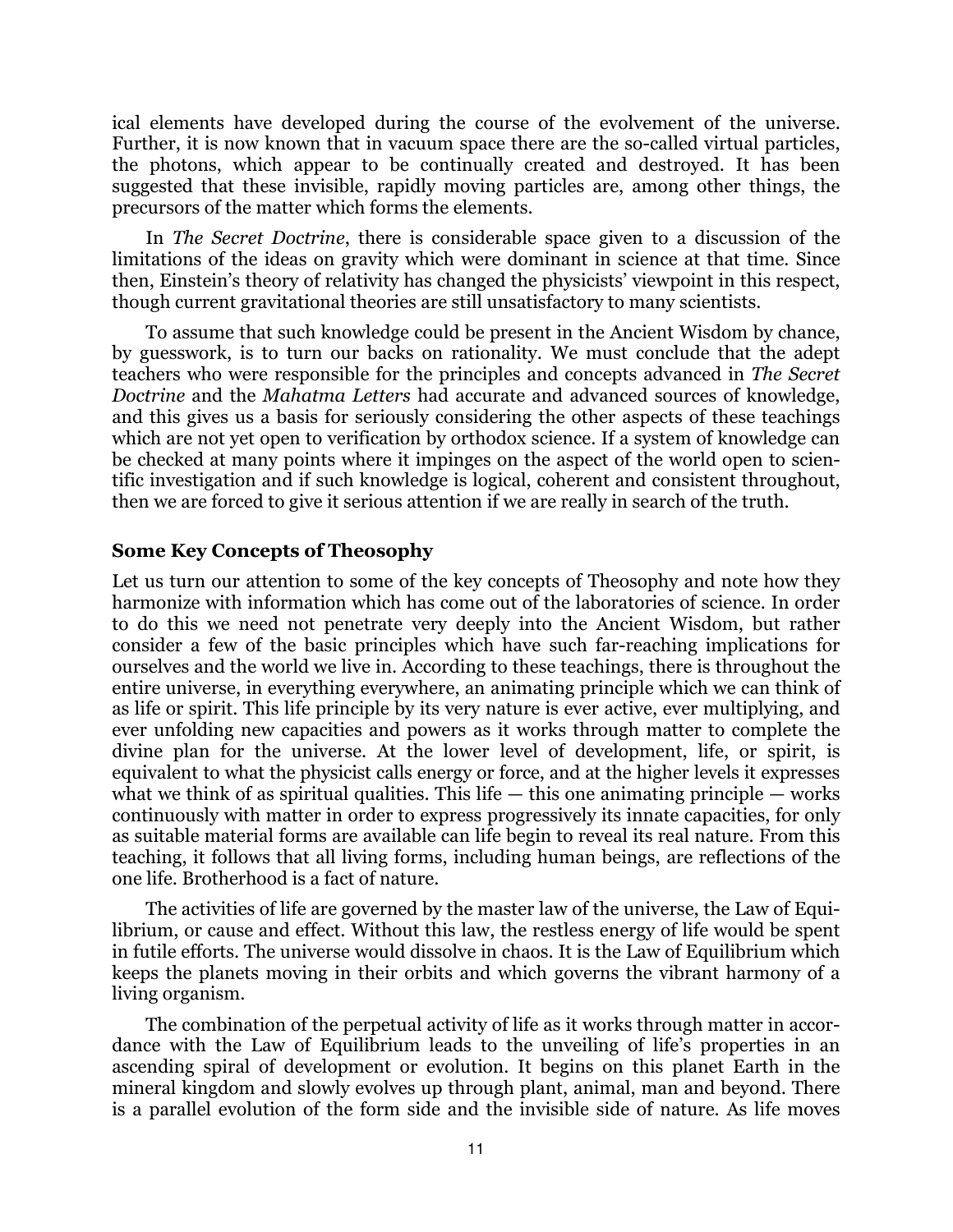ical elements have developed during the course of the evolvement of the universe. Further, it is now known that in vacuum space there are the so-called virtual particles, the photons, which appear to be continually created and destroyed. It has been suggested that these invisible, rapidly moving particles are, among other things, the precursors of the matter which forms the elements.

In *The Secret Doctrine*, there is considerable space given to a discussion of the limitations of the ideas on gravity which were dominant in science at that time. Since then, Einstein's theory of relativity has changed the physicists' viewpoint in this respect, though current gravitational theories are still unsatisfactory to many scientists.

To assume that such knowledge could be present in the Ancient Wisdom by chance, by guesswork, is to turn our backs on rationality. We must conclude that the adept teachers who were responsible for the principles and concepts advanced in *The Secret Doctrine* and the *Mahatma Letters* had accurate and advanced sources of knowledge, and this gives us a basis for seriously considering the other aspects of these teachings which are not yet open to verification by orthodox science. If a system of knowledge can be checked at many points where it impinges on the aspect of the world open to scientific investigation and if such knowledge is logical, coherent and consistent throughout, then we are forced to give it serious attention if we are really in search of the truth.

### Some Key Concepts of Theosophy

Let us turn our attention to some of the key concepts of Theosophy and note how they harmonize with information which has come out of the laboratories of science. In order to do this we need not penetrate very deeply into the Ancient Wisdom, but rather consider a few of the basic principles which have such far-reaching implications for ourselves and the world we live in. According to these teachings, there is throughout the entire universe, in everything everywhere, an animating principle which we can think of as life or spirit. This life principle by its very nature is ever active, ever multiplying, and ever unfolding new capacities and powers as it works through matter to complete the divine plan for the universe. At the lower level of development, life, or spirit, is equivalent to what the physicist calls energy or force, and at the higher levels it expresses what we think of as spiritual qualities. This life — this one animating principle — works continuously with matter in order to express progressively its innate capacities, for only as suitable material forms are available can life begin to reveal its real nature. From this teaching, it follows that all living forms, including human beings, are reflections of the one life. Brotherhood is a fact of nature.

The activities of life are governed by the master law of the universe, the Law of Equilibrium, or cause and effect. Without this law, the restless energy of life would be spent in futile efforts. The universe would dissolve in chaos. It is the Law of Equilibrium which keeps the planets moving in their orbits and which governs the vibrant harmony of a living organism.

The combination of the perpetual activity of life as it works through matter in accordance with the Law of Equilibrium leads to the unveiling of life's properties in an ascending spiral of development or evolution. It begins on this planet Earth in the mineral kingdom and slowly evolves up through plant, animal, man and beyond. There is a parallel evolution of the form side and the invisible side of nature. As life moves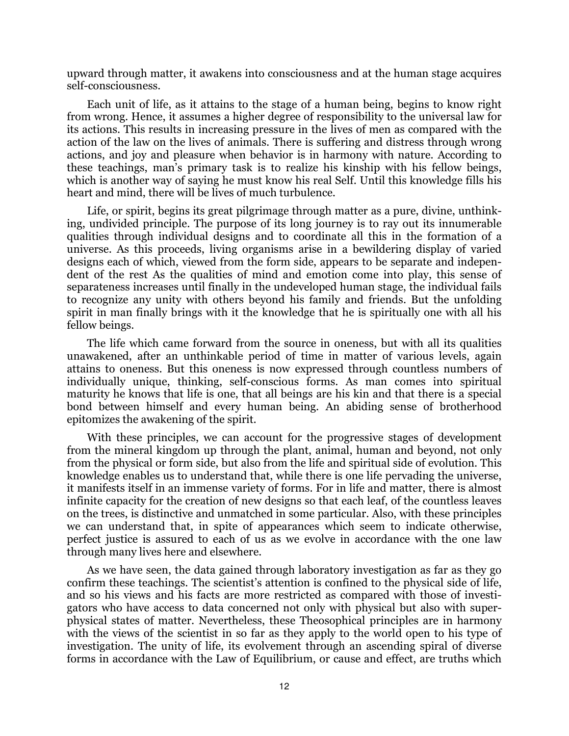upward through matter, it awakens into consciousness and at the human stage acquires self-consciousness.

Each unit of life, as it attains to the stage of a human being, begins to know right from wrong. Hence, it assumes a higher degree of responsibility to the universal law for its actions. This results in increasing pressure in the lives of men as compared with the action of the law on the lives of animals. There is suffering and distress through wrong actions, and joy and pleasure when behavior is in harmony with nature. According to these teachings, man's primary task is to realize his kinship with his fellow beings, which is another way of saying he must know his real Self. Until this knowledge fills his heart and mind, there will be lives of much turbulence.

Life, or spirit, begins its great pilgrimage through matter as a pure, divine, unthinking, undivided principle. The purpose of its long journey is to ray out its innumerable qualities through individual designs and to coordinate all this in the formation of a universe. As this proceeds, living organisms arise in a bewildering display of varied designs each of which, viewed from the form side, appears to be separate and independent of the rest As the qualities of mind and emotion come into play, this sense of separateness increases until finally in the undeveloped human stage, the individual fails to recognize any unity with others beyond his family and friends. But the unfolding spirit in man finally brings with it the knowledge that he is spiritually one with all his fellow beings.

The life which came forward from the source in oneness, but with all its qualities unawakened, after an unthinkable period of time in matter of various levels, again attains to oneness. But this oneness is now expressed through countless numbers of individually unique, thinking, self-conscious forms. As man comes into spiritual maturity he knows that life is one, that all beings are his kin and that there is a special bond between himself and every human being. An abiding sense of brotherhood epitomizes the awakening of the spirit.

With these principles, we can account for the progressive stages of development from the mineral kingdom up through the plant, animal, human and beyond, not only from the physical or form side, but also from the life and spiritual side of evolution. This knowledge enables us to understand that, while there is one life pervading the universe, it manifests itself in an immense variety of forms. For in life and matter, there is almost infinite capacity for the creation of new designs so that each leaf, of the countless leaves on the trees, is distinctive and unmatched in some particular. Also, with these principles we can understand that, in spite of appearances which seem to indicate otherwise, perfect justice is assured to each of us as we evolve in accordance with the one law through many lives here and elsewhere.

As we have seen, the data gained through laboratory investigation as far as they go confirm these teachings. The scientist's attention is confined to the physical side of life, and so his views and his facts are more restricted as compared with those of investigators who have access to data concerned not only with physical but also with superphysical states of matter. Nevertheless, these Theosophical principles are in harmony with the views of the scientist in so far as they apply to the world open to his type of investigation. The unity of life, its evolvement through an ascending spiral of diverse forms in accordance with the Law of Equilibrium, or cause and effect, are truths which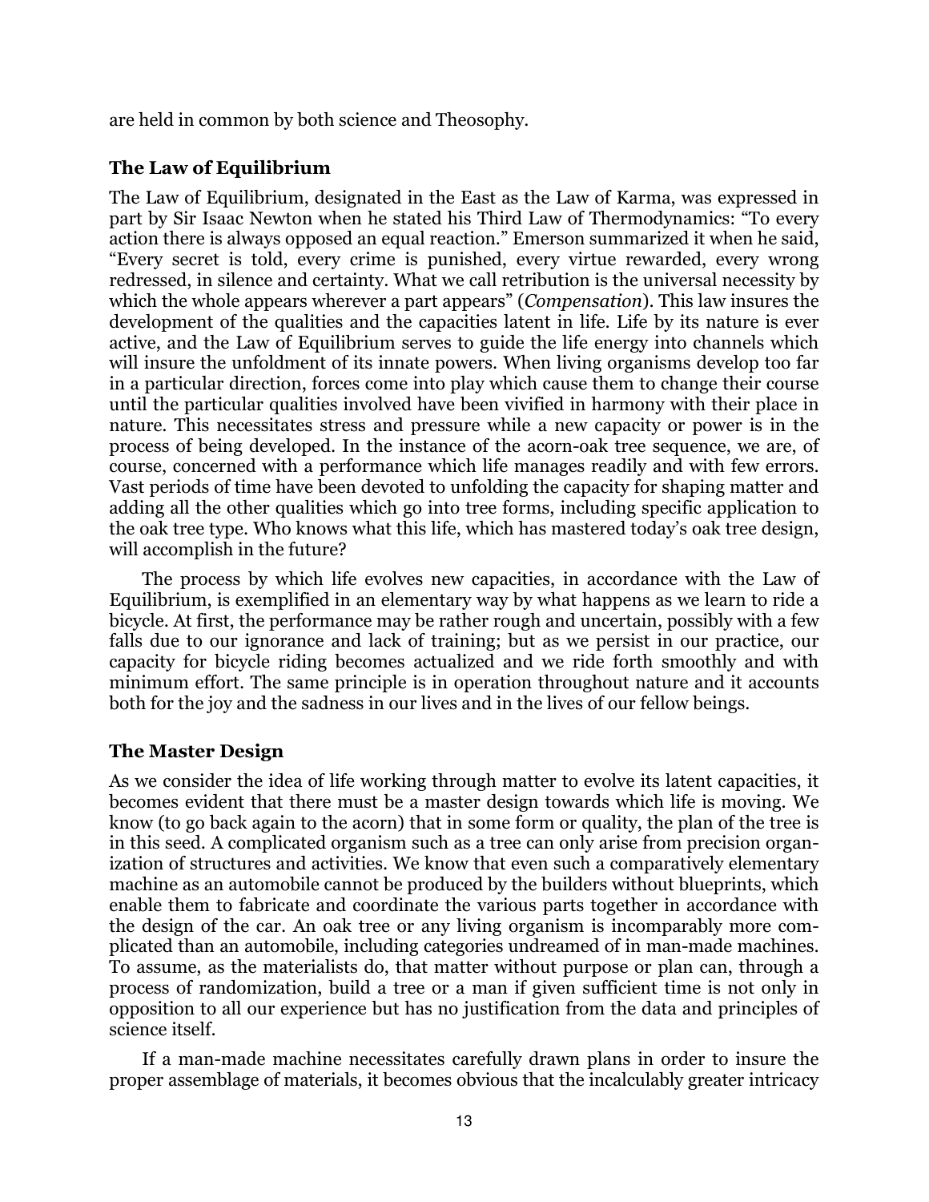are held in common by both science and Theosophy.

### The Law of Equilibrium

The Law of Equilibrium, designated in the East as the Law of Karma, was expressed in part by Sir Isaac Newton when he stated his Third Law of Thermodynamics: "To every action there is always opposed an equal reaction." Emerson summarized it when he said, "Every secret is told, every crime is punished, every virtue rewarded, every wrong redressed, in silence and certainty. What we call retribution is the universal necessity by which the whole appears wherever a part appears" (*Compensation*). This law insures the development of the qualities and the capacities latent in life. Life by its nature is ever active, and the Law of Equilibrium serves to guide the life energy into channels which will insure the unfoldment of its innate powers. When living organisms develop too far in a particular direction, forces come into play which cause them to change their course until the particular qualities involved have been vivified in harmony with their place in nature. This necessitates stress and pressure while a new capacity or power is in the process of being developed. In the instance of the acorn-oak tree sequence, we are, of course, concerned with a performance which life manages readily and with few errors. Vast periods of time have been devoted to unfolding the capacity for shaping matter and adding all the other qualities which go into tree forms, including specific application to the oak tree type. Who knows what this life, which has mastered today's oak tree design, will accomplish in the future?

The process by which life evolves new capacities, in accordance with the Law of Equilibrium, is exemplified in an elementary way by what happens as we learn to ride a bicycle. At first, the performance may be rather rough and uncertain, possibly with a few falls due to our ignorance and lack of training; but as we persist in our practice, our capacity for bicycle riding becomes actualized and we ride forth smoothly and with minimum effort. The same principle is in operation throughout nature and it accounts both for the joy and the sadness in our lives and in the lives of our fellow beings.

### The Master Design

As we consider the idea of life working through matter to evolve its latent capacities, it becomes evident that there must be a master design towards which life is moving. We know (to go back again to the acorn) that in some form or quality, the plan of the tree is in this seed. A complicated organism such as a tree can only arise from precision organization of structures and activities. We know that even such a comparatively elementary machine as an automobile cannot be produced by the builders without blueprints, which enable them to fabricate and coordinate the various parts together in accordance with the design of the car. An oak tree or any living organism is incomparably more complicated than an automobile, including categories undreamed of in man-made machines. To assume, as the materialists do, that matter without purpose or plan can, through a process of randomization, build a tree or a man if given sufficient time is not only in opposition to all our experience but has no justification from the data and principles of science itself.

If a man-made machine necessitates carefully drawn plans in order to insure the proper assemblage of materials, it becomes obvious that the incalculably greater intricacy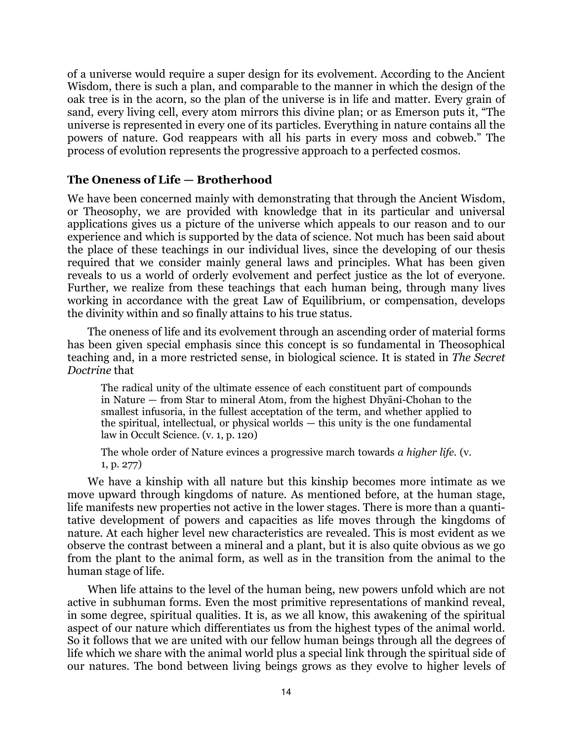of a universe would require a super design for its evolvement. According to the Ancient Wisdom, there is such a plan, and comparable to the manner in which the design of the oak tree is in the acorn, so the plan of the universe is in life and matter. Every grain of sand, every living cell, every atom mirrors this divine plan; or as Emerson puts it, "The universe is represented in every one of its particles. Everything in nature contains all the powers of nature. God reappears with all his parts in every moss and cobweb." The process of evolution represents the progressive approach to a perfected cosmos.

### The Oneness of Life — Brotherhood

We have been concerned mainly with demonstrating that through the Ancient Wisdom, or Theosophy, we are provided with knowledge that in its particular and universal applications gives us a picture of the universe which appeals to our reason and to our experience and which is supported by the data of science. Not much has been said about the place of these teachings in our individual lives, since the developing of our thesis required that we consider mainly general laws and principles. What has been given reveals to us a world of orderly evolvement and perfect justice as the lot of everyone. Further, we realize from these teachings that each human being, through many lives working in accordance with the great Law of Equilibrium, or compensation, develops the divinity within and so finally attains to his true status.

The oneness of life and its evolvement through an ascending order of material forms has been given special emphasis since this concept is so fundamental in Theosophical teaching and, in a more restricted sense, in biological science. It is stated in *The Secret Doctrine* that

> The radical unity of the ultimate essence of each constituent part of compounds in Nature — from Star to mineral Atom, from the highest Dhyāni-Chohan to the smallest infusoria, in the fullest acceptation of the term, and whether applied to the spiritual, intellectual, or physical worlds — this unity is the one fundamental law in Occult Science. (v. 1, p. 120)

> The whole order of Nature evinces a progressive march towards *a higher life*. (v. 1, p. 277)

We have a kinship with all nature but this kinship becomes more intimate as we move upward through kingdoms of nature. As mentioned before, at the human stage, life manifests new properties not active in the lower stages. There is more than a quantitative development of powers and capacities as life moves through the kingdoms of nature. At each higher level new characteristics are revealed. This is most evident as we observe the contrast between a mineral and a plant, but it is also quite obvious as we go from the plant to the animal form, as well as in the transition from the animal to the human stage of life.

When life attains to the level of the human being, new powers unfold which are not active in subhuman forms. Even the most primitive representations of mankind reveal, in some degree, spiritual qualities. It is, as we all know, this awakening of the spiritual aspect of our nature which differentiates us from the highest types of the animal world. So it follows that we are united with our fellow human beings through all the degrees of life which we share with the animal world plus a special link through the spiritual side of our natures. The bond between living beings grows as they evolve to higher levels of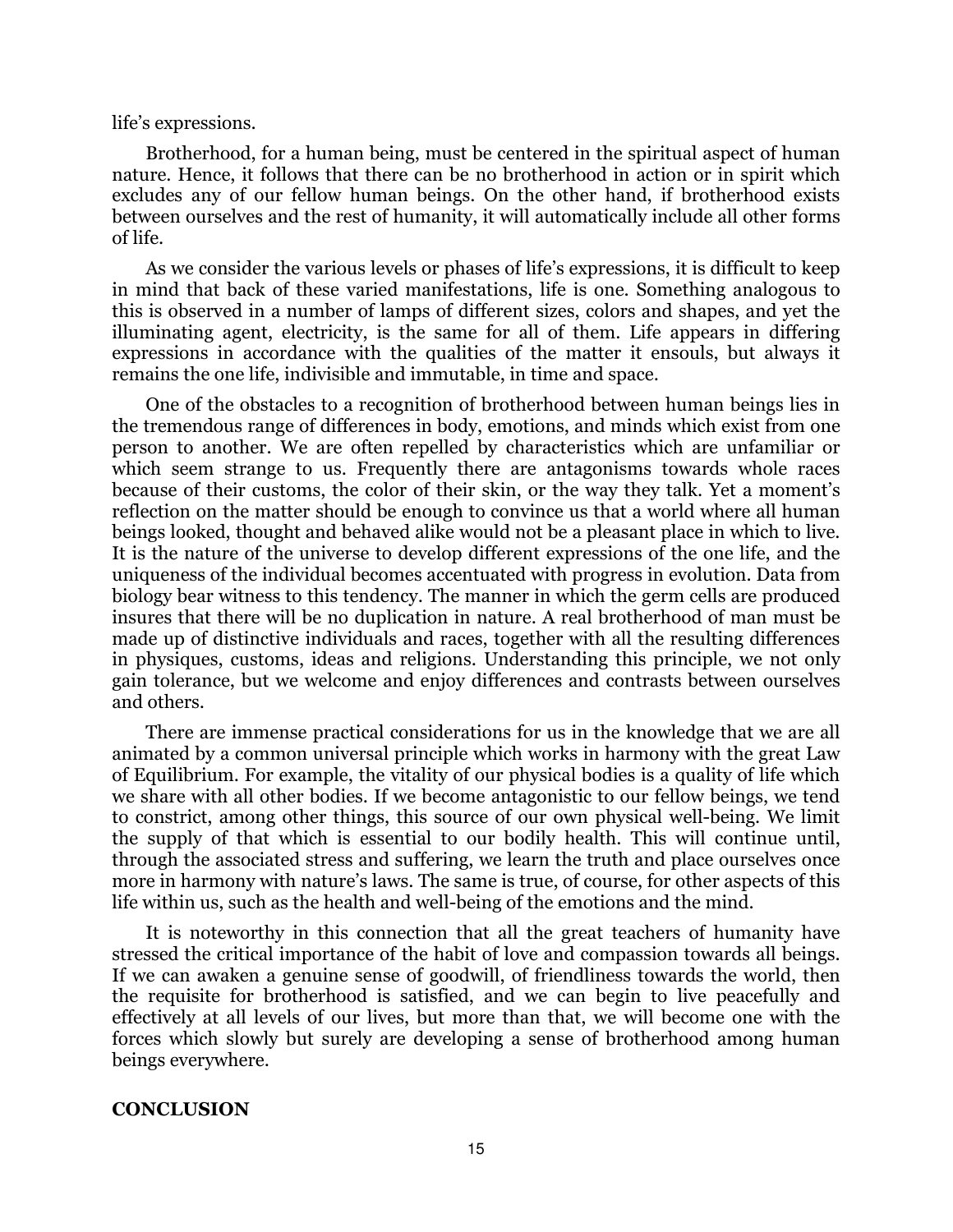life's expressions.

Brotherhood, for a human being, must be centered in the spiritual aspect of human nature. Hence, it follows that there can be no brotherhood in action or in spirit which excludes any of our fellow human beings. On the other hand, if brotherhood exists between ourselves and the rest of humanity, it will automatically include all other forms of life.

As we consider the various levels or phases of life's expressions, it is difficult to keep in mind that back of these varied manifestations, life is one. Something analogous to this is observed in a number of lamps of different sizes, colors and shapes, and yet the illuminating agent, electricity, is the same for all of them. Life appears in differing expressions in accordance with the qualities of the matter it ensouls, but always it remains the one life, indivisible and immutable, in time and space.

One of the obstacles to a recognition of brotherhood between human beings lies in the tremendous range of differences in body, emotions, and minds which exist from one person to another. We are often repelled by characteristics which are unfamiliar or which seem strange to us. Frequently there are antagonisms towards whole races because of their customs, the color of their skin, or the way they talk. Yet a moment's reflection on the matter should be enough to convince us that a world where all human beings looked, thought and behaved alike would not be a pleasant place in which to live. It is the nature of the universe to develop different expressions of the one life, and the uniqueness of the individual becomes accentuated with progress in evolution. Data from biology bear witness to this tendency. The manner in which the germ cells are produced insures that there will be no duplication in nature. A real brotherhood of man must be made up of distinctive individuals and races, together with all the resulting differences in physiques, customs, ideas and religions. Understanding this principle, we not only gain tolerance, but we welcome and enjoy differences and contrasts between ourselves and others.

There are immense practical considerations for us in the knowledge that we are all animated by a common universal principle which works in harmony with the great Law of Equilibrium. For example, the vitality of our physical bodies is a quality of life which we share with all other bodies. If we become antagonistic to our fellow beings, we tend to constrict, among other things, this source of our own physical well-being. We limit the supply of that which is essential to our bodily health. This will continue until, through the associated stress and suffering, we learn the truth and place ourselves once more in harmony with nature's laws. The same is true, of course, for other aspects of this life within us, such as the health and well-being of the emotions and the mind.

It is noteworthy in this connection that all the great teachers of humanity have stressed the critical importance of the habit of love and compassion towards all beings. If we can awaken a genuine sense of goodwill, of friendliness towards the world, then the requisite for brotherhood is satisfied, and we can begin to live peacefully and effectively at all levels of our lives, but more than that, we will become one with the forces which slowly but surely are developing a sense of brotherhood among human beings everywhere.

## CONCLUSION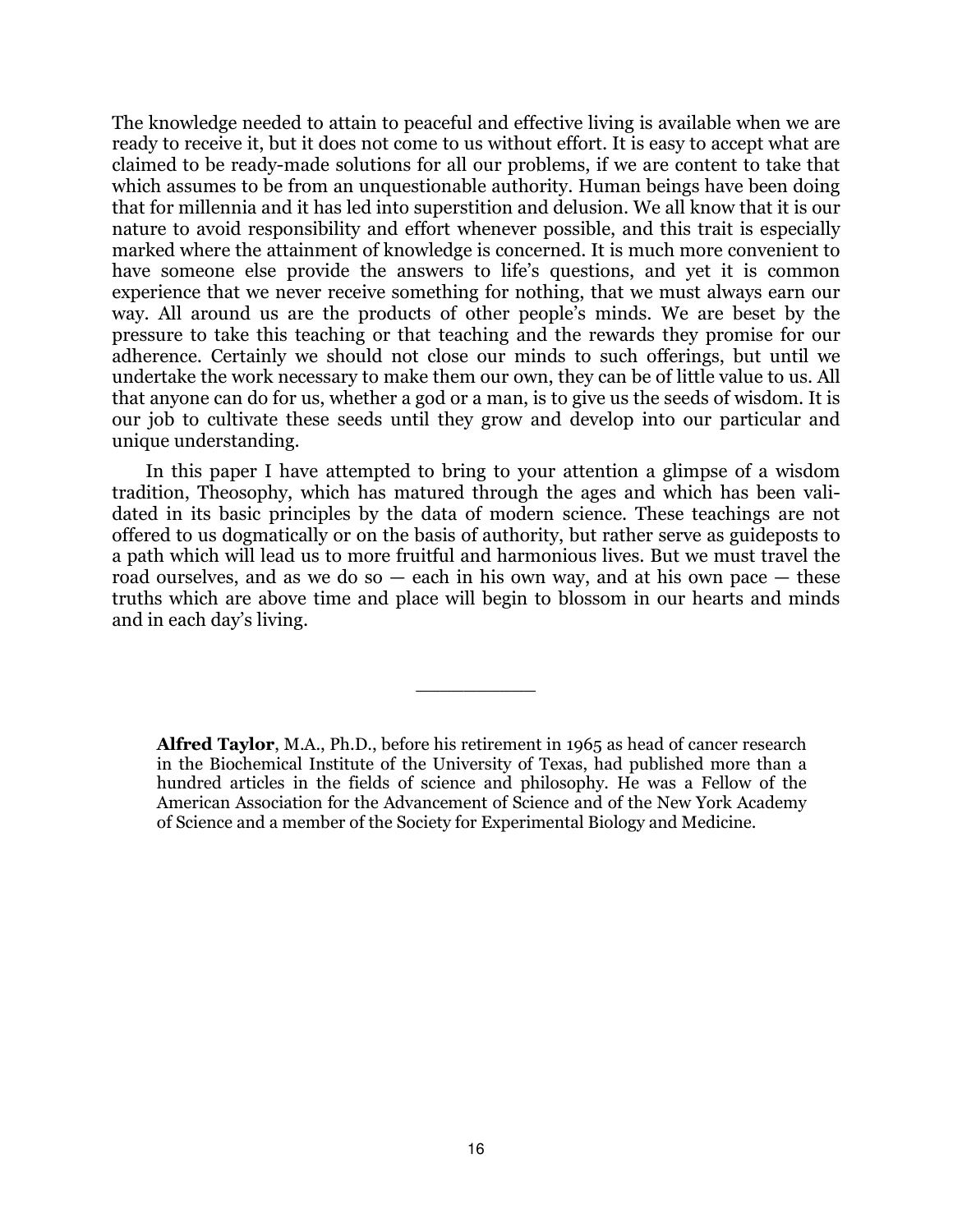The knowledge needed to attain to peaceful and effective living is available when we are ready to receive it, but it does not come to us without effort. It is easy to accept what are claimed to be ready-made solutions for all our problems, if we are content to take that which assumes to be from an unquestionable authority. Human beings have been doing that for millennia and it has led into superstition and delusion. We all know that it is our nature to avoid responsibility and effort whenever possible, and this trait is especially marked where the attainment of knowledge is concerned. It is much more convenient to have someone else provide the answers to life's questions, and yet it is common experience that we never receive something for nothing, that we must always earn our way. All around us are the products of other people's minds. We are beset by the pressure to take this teaching or that teaching and the rewards they promise for our adherence. Certainly we should not close our minds to such offerings, but until we undertake the work necessary to make them our own, they can be of little value to us. All that anyone can do for us, whether a god or a man, is to give us the seeds of wisdom. It is our job to cultivate these seeds until they grow and develop into our particular and unique understanding.

In this paper I have attempted to bring to your attention a glimpse of a wisdom tradition, Theosophy, which has matured through the ages and which has been validated in its basic principles by the data of modern science. These teachings are not offered to us dogmatically or on the basis of authority, but rather serve as guideposts to a path which will lead us to more fruitful and harmonious lives. But we must travel the road ourselves, and as we do so — each in his own way, and at his own pace — these truths which are above time and place will begin to blossom in our hearts and minds and in each day's living.

---

**Alfred Taylor**, M.A., Ph.D., before his retirement in 1965 as head of cancer research in the Biochemical Institute of the University of Texas, had published more than a hundred articles in the fields of science and philosophy. He was a Fellow of the American Association for the Advancement of Science and of the New York Academy of Science and a member of the Society for Experimental Biology and Medicine.